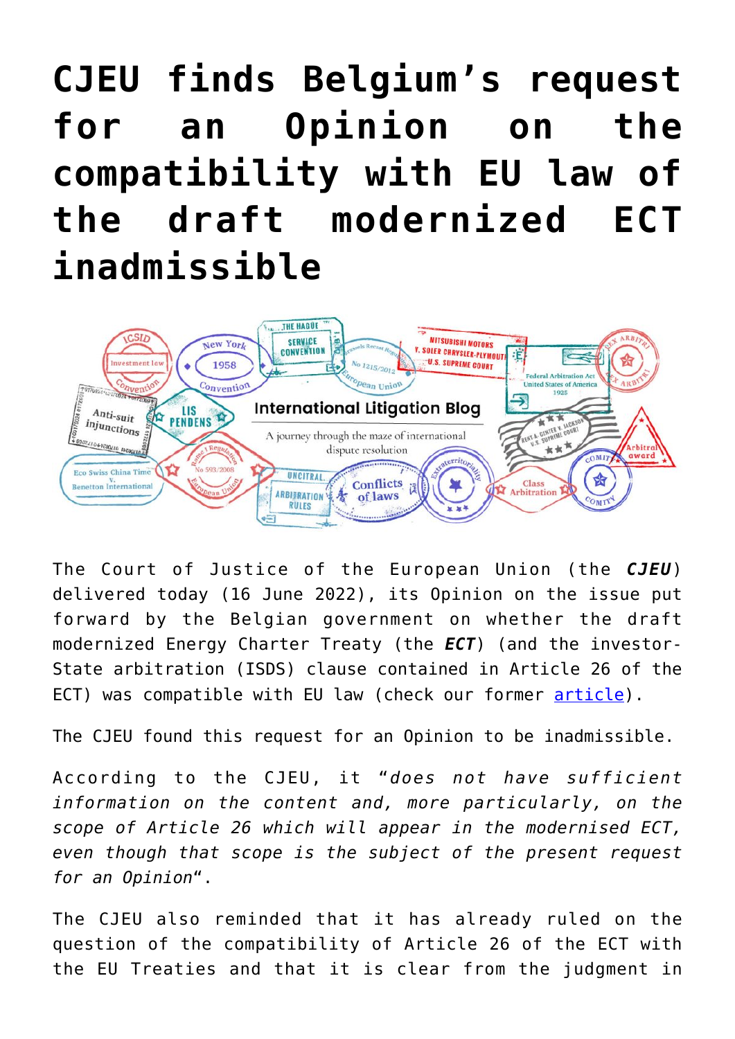# CJEU finds Belgium's request for an Opinion on the compatibility with EU law of the draft modernized ECT inadmissible

The Court of Justice of the European Union (the ***CJEU***) delivered today (16 June 2022), its Opinion on the issue put forward by the Belgian government on whether the draft modernized Energy Charter Treaty (the ***ECT***) (and the investor-State arbitration (ISDS) clause contained in Article 26 of the ECT) was compatible with EU law (check our former [article](article)).

The CJEU found this request for an Opinion to be inadmissible.

According to the CJEU, it "*does not have sufficient information on the content and, more particularly, on the scope of Article 26 which will appear in the modernised ECT, even though that scope is the subject of the present request for an Opinion*".

The CJEU also reminded that it has already ruled on the question of the compatibility of Article 26 of the ECT with the EU Treaties and that it is clear from the judgment in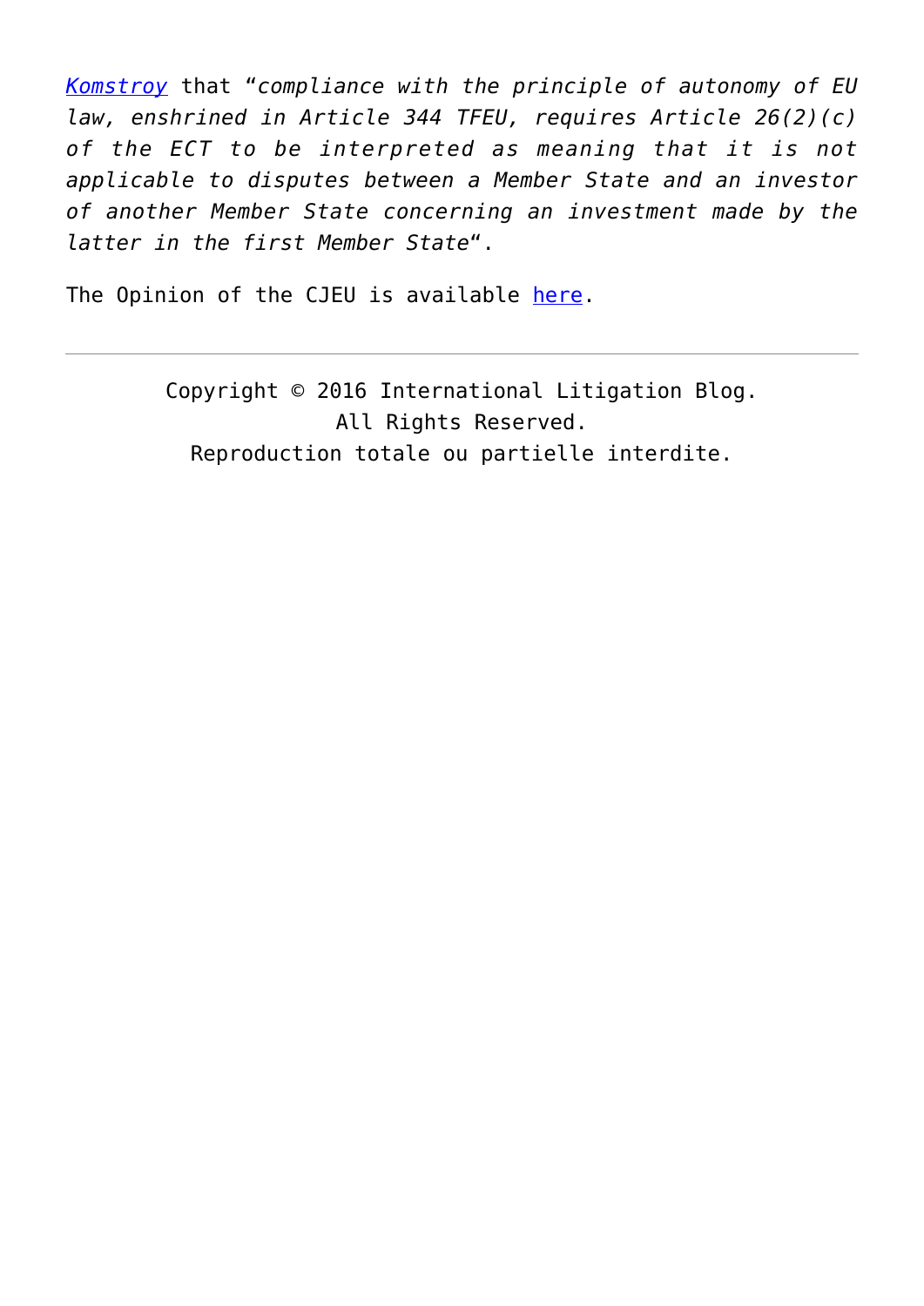*Komstroy* that "*compliance with the principle of autonomy of EU law, enshrined in Article 344 TFEU, requires Article 26(2)(c) of the ECT to be interpreted as meaning that it is not applicable to disputes between a Member State and an investor of another Member State concerning an investment made by the latter in the first Member State*".

The Opinion of the CJEU is available here.

---

Copyright © 2016 International Litigation Blog.
All Rights Reserved.
Reproduction totale ou partielle interdite.